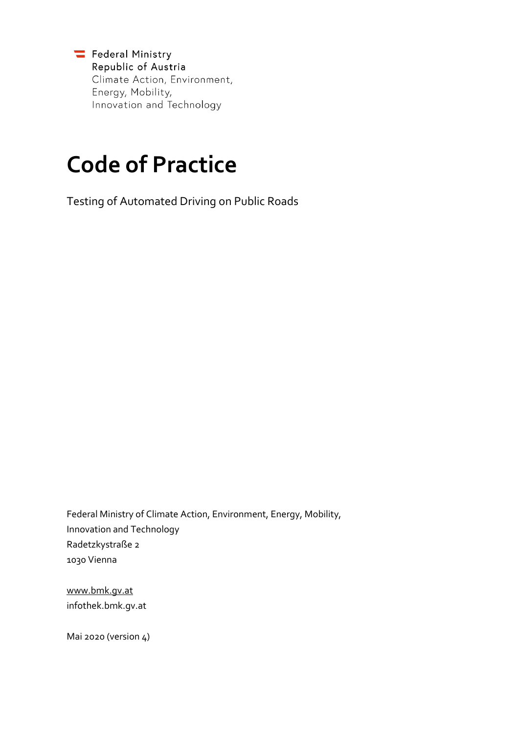Federal Ministry
Republic of Austria
Climate Action, Environment,
Energy, Mobility,
Innovation and Technology

# Code of Practice

Testing of Automated Driving on Public Roads

Federal Ministry of Climate Action, Environment, Energy, Mobility,
Innovation and Technology
Radetzkystraße 2
1030 Vienna

www.bmk.gv.at
infothek.bmk.gv.at

Mai 2020 (version 4)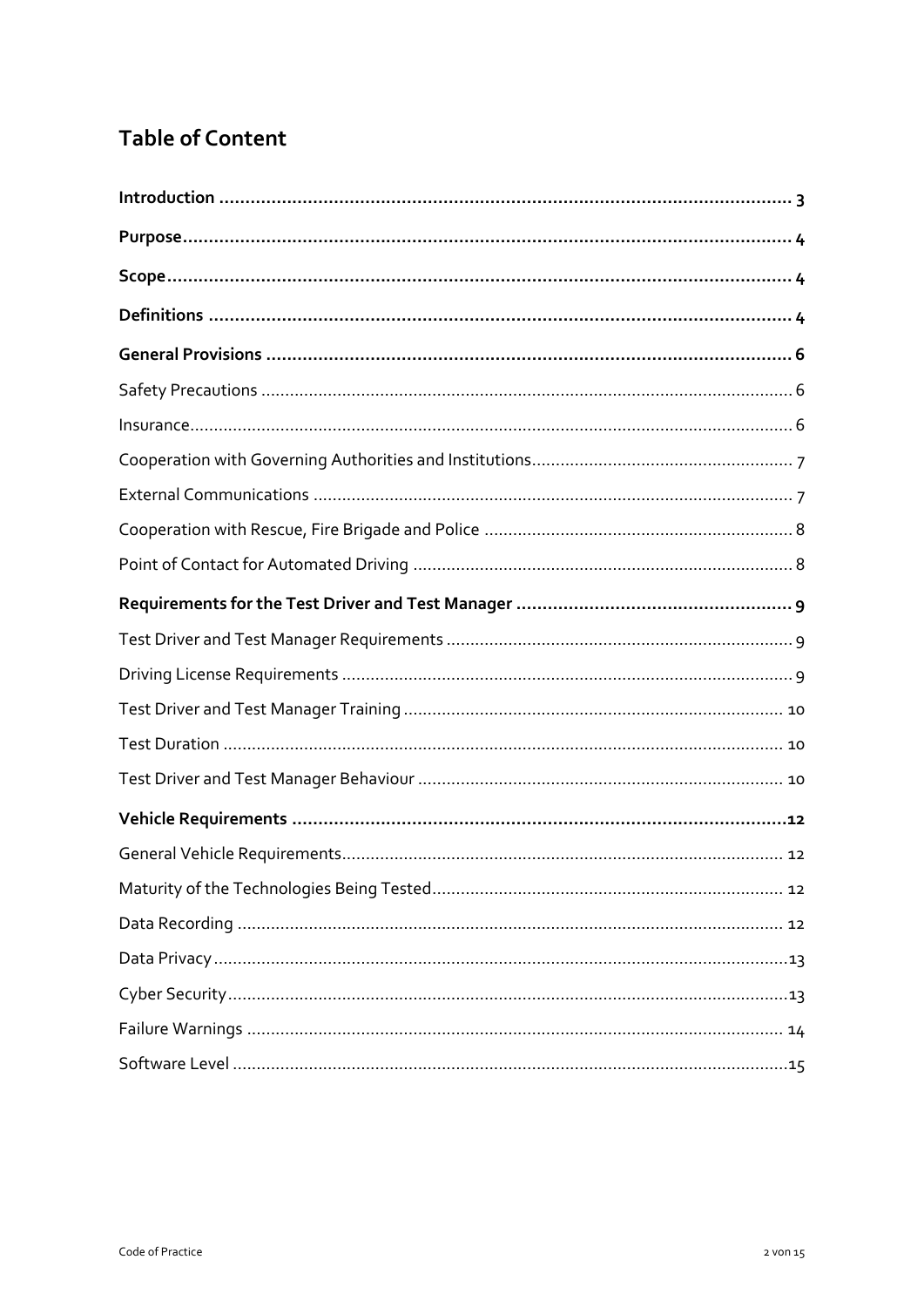# Table of Content

**Introduction** ........ 3

**Purpose** ........ 4

**Scope** ........ 4

**Definitions** ........ 4

**General Provisions** ........ 6

Safety Precautions ........ 6

Insurance ........ 6

Cooperation with Governing Authorities and Institutions ........ 7

External Communications ........ 7

Cooperation with Rescue, Fire Brigade and Police ........ 8

Point of Contact for Automated Driving ........ 8

**Requirements for the Test Driver and Test Manager** ........ 9

Test Driver and Test Manager Requirements ........ 9

Driving License Requirements ........ 9

Test Driver and Test Manager Training ........ 10

Test Duration ........ 10

Test Driver and Test Manager Behaviour ........ 10

**Vehicle Requirements** ........ 12

General Vehicle Requirements ........ 12

Maturity of the Technologies Being Tested ........ 12

Data Recording ........ 12

Data Privacy ........ 13

Cyber Security ........ 13

Failure Warnings ........ 14

Software Level ........ 15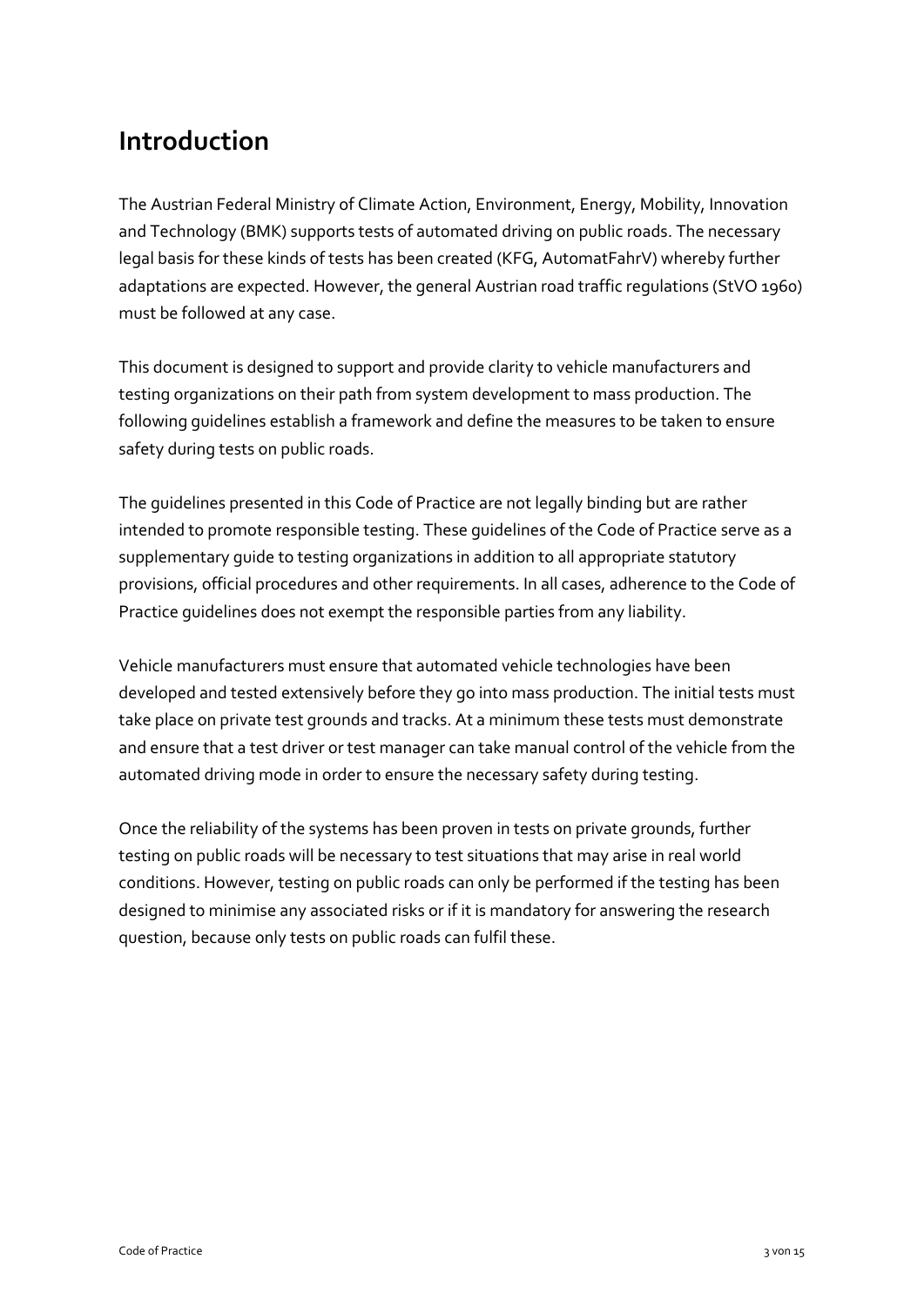## Introduction

The Austrian Federal Ministry of Climate Action, Environment, Energy, Mobility, Innovation and Technology (BMK) supports tests of automated driving on public roads. The necessary legal basis for these kinds of tests has been created (KFG, AutomatFahrV) whereby further adaptations are expected. However, the general Austrian road traffic regulations (StVO 1960) must be followed at any case.

This document is designed to support and provide clarity to vehicle manufacturers and testing organizations on their path from system development to mass production. The following guidelines establish a framework and define the measures to be taken to ensure safety during tests on public roads.

The guidelines presented in this Code of Practice are not legally binding but are rather intended to promote responsible testing. These guidelines of the Code of Practice serve as a supplementary guide to testing organizations in addition to all appropriate statutory provisions, official procedures and other requirements. In all cases, adherence to the Code of Practice guidelines does not exempt the responsible parties from any liability.

Vehicle manufacturers must ensure that automated vehicle technologies have been developed and tested extensively before they go into mass production. The initial tests must take place on private test grounds and tracks. At a minimum these tests must demonstrate and ensure that a test driver or test manager can take manual control of the vehicle from the automated driving mode in order to ensure the necessary safety during testing.

Once the reliability of the systems has been proven in tests on private grounds, further testing on public roads will be necessary to test situations that may arise in real world conditions. However, testing on public roads can only be performed if the testing has been designed to minimise any associated risks or if it is mandatory for answering the research question, because only tests on public roads can fulfil these.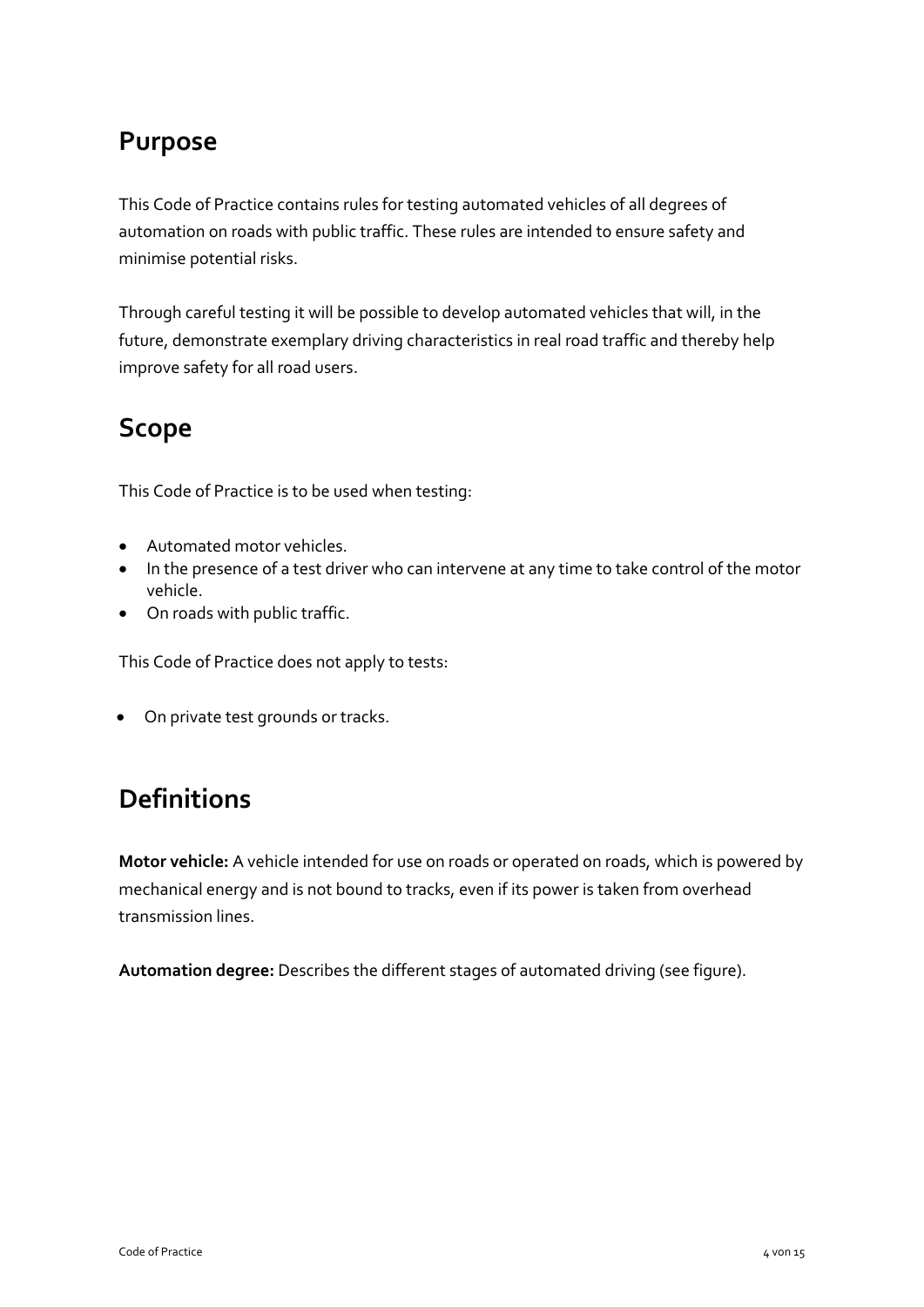## Purpose

This Code of Practice contains rules for testing automated vehicles of all degrees of automation on roads with public traffic. These rules are intended to ensure safety and minimise potential risks.

Through careful testing it will be possible to develop automated vehicles that will, in the future, demonstrate exemplary driving characteristics in real road traffic and thereby help improve safety for all road users.

## Scope

This Code of Practice is to be used when testing:

- Automated motor vehicles.
- In the presence of a test driver who can intervene at any time to take control of the motor vehicle.
- On roads with public traffic.

This Code of Practice does not apply to tests:

- On private test grounds or tracks.

## Definitions

**Motor vehicle:** A vehicle intended for use on roads or operated on roads, which is powered by mechanical energy and is not bound to tracks, even if its power is taken from overhead transmission lines.

**Automation degree:** Describes the different stages of automated driving (see figure).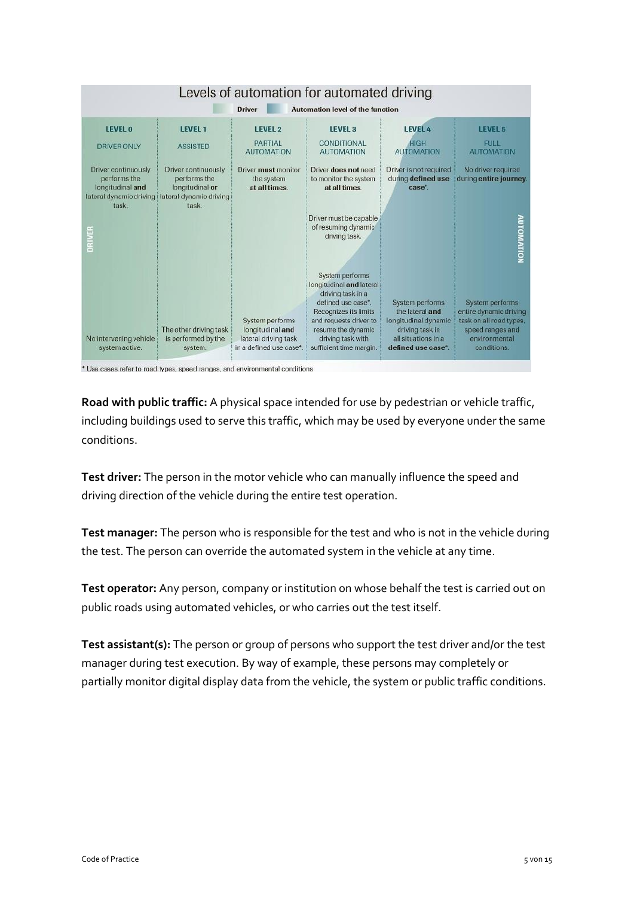## Levels of automation for automated driving

Driver | Automation level of the function

| LEVEL 0 | LEVEL 1 | LEVEL 2 | LEVEL 3 | LEVEL 4 | LEVEL 5 |
|---|---|---|---|---|---|
| DRIVER ONLY | ASSISTED | PARTIAL AUTOMATION | CONDITIONAL AUTOMATION | HIGH AUTOMATION | FULL AUTOMATION |
| Driver continuously performs the longitudinal **and** lateral dynamic driving task. | Driver continuously performs the longitudinal **or** lateral dynamic driving task. | Driver **must** monitor the system **at all times**. | Driver **does not** need to monitor the system **at all times**. Driver must be capable of resuming dynamic driving task. | Driver is not required during **defined use case***. | No driver required during **entire journey**. |
| No intervening vehicle system active. | The other driving task is performed by the system. | System performs longitudinal **and** lateral driving task in a defined use case*. | System performs longitudinal **and** lateral driving task in a defined use case*. Recognizes its limits and requests driver to resume the dynamic driving task with sufficient time margin. | System performs the lateral **and** longitudinal dynamic driving task in all situations in a **defined use case***. | System performs entire dynamic driving task on all road types, speed ranges and environmental conditions. |

DRIVER / AUTOMATION

* Use cases refer to road types, speed ranges, and environmental conditions

**Road with public traffic:** A physical space intended for use by pedestrian or vehicle traffic, including buildings used to serve this traffic, which may be used by everyone under the same conditions.

**Test driver:** The person in the motor vehicle who can manually influence the speed and driving direction of the vehicle during the entire test operation.

**Test manager:** The person who is responsible for the test and who is not in the vehicle during the test. The person can override the automated system in the vehicle at any time.

**Test operator:** Any person, company or institution on whose behalf the test is carried out on public roads using automated vehicles, or who carries out the test itself.

**Test assistant(s):** The person or group of persons who support the test driver and/or the test manager during test execution. By way of example, these persons may completely or partially monitor digital display data from the vehicle, the system or public traffic conditions.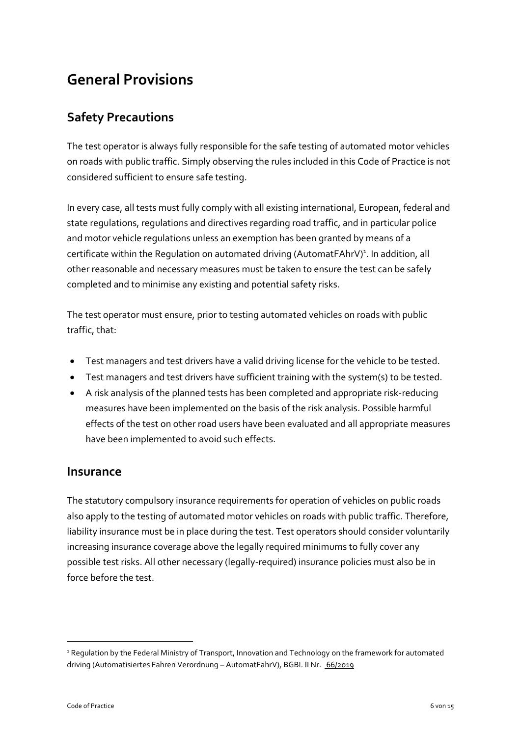# General Provisions

## Safety Precautions

The test operator is always fully responsible for the safe testing of automated motor vehicles on roads with public traffic. Simply observing the rules included in this Code of Practice is not considered sufficient to ensure safe testing.

In every case, all tests must fully comply with all existing international, European, federal and state regulations, regulations and directives regarding road traffic, and in particular police and motor vehicle regulations unless an exemption has been granted by means of a certificate within the Regulation on automated driving (AutomatFAhrV)[1]. In addition, all other reasonable and necessary measures must be taken to ensure the test can be safely completed and to minimise any existing and potential safety risks.

The test operator must ensure, prior to testing automated vehicles on roads with public traffic, that:

- Test managers and test drivers have a valid driving license for the vehicle to be tested.
- Test managers and test drivers have sufficient training with the system(s) to be tested.
- A risk analysis of the planned tests has been completed and appropriate risk-reducing measures have been implemented on the basis of the risk analysis. Possible harmful effects of the test on other road users have been evaluated and all appropriate measures have been implemented to avoid such effects.

## Insurance

The statutory compulsory insurance requirements for operation of vehicles on public roads also apply to the testing of automated motor vehicles on roads with public traffic. Therefore, liability insurance must be in place during the test. Test operators should consider voluntarily increasing insurance coverage above the legally required minimums to fully cover any possible test risks. All other necessary (legally-required) insurance policies must also be in force before the test.

---

[1] Regulation by the Federal Ministry of Transport, Innovation and Technology on the framework for automated driving (Automatisiertes Fahren Verordnung – AutomatFahrV), BGBI. II Nr. 66/2019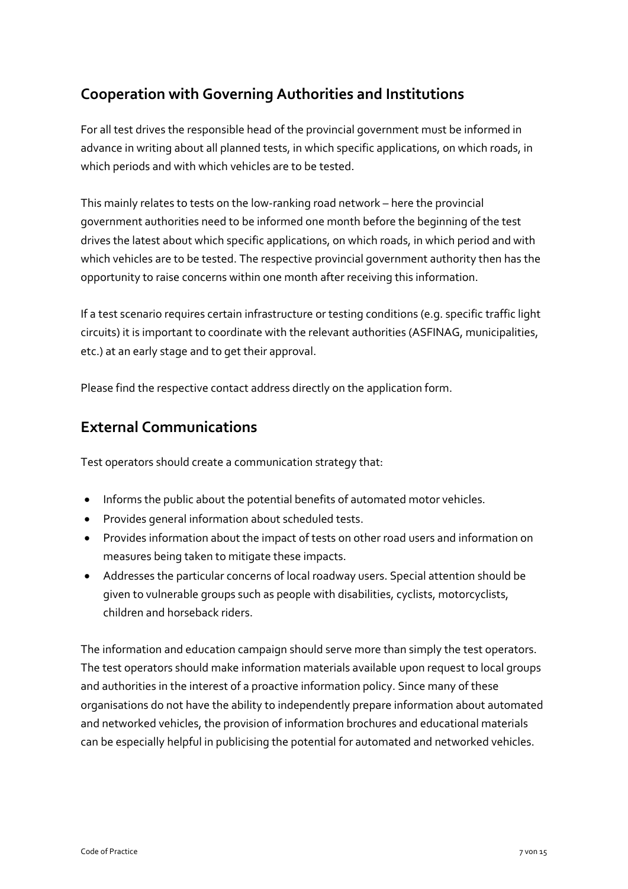## Cooperation with Governing Authorities and Institutions

For all test drives the responsible head of the provincial government must be informed in advance in writing about all planned tests, in which specific applications, on which roads, in which periods and with which vehicles are to be tested.

This mainly relates to tests on the low-ranking road network – here the provincial government authorities need to be informed one month before the beginning of the test drives the latest about which specific applications, on which roads, in which period and with which vehicles are to be tested. The respective provincial government authority then has the opportunity to raise concerns within one month after receiving this information.

If a test scenario requires certain infrastructure or testing conditions (e.g. specific traffic light circuits) it is important to coordinate with the relevant authorities (ASFINAG, municipalities, etc.) at an early stage and to get their approval.

Please find the respective contact address directly on the application form.

## External Communications

Test operators should create a communication strategy that:

- Informs the public about the potential benefits of automated motor vehicles.
- Provides general information about scheduled tests.
- Provides information about the impact of tests on other road users and information on measures being taken to mitigate these impacts.
- Addresses the particular concerns of local roadway users. Special attention should be given to vulnerable groups such as people with disabilities, cyclists, motorcyclists, children and horseback riders.

The information and education campaign should serve more than simply the test operators. The test operators should make information materials available upon request to local groups and authorities in the interest of a proactive information policy. Since many of these organisations do not have the ability to independently prepare information about automated and networked vehicles, the provision of information brochures and educational materials can be especially helpful in publicising the potential for automated and networked vehicles.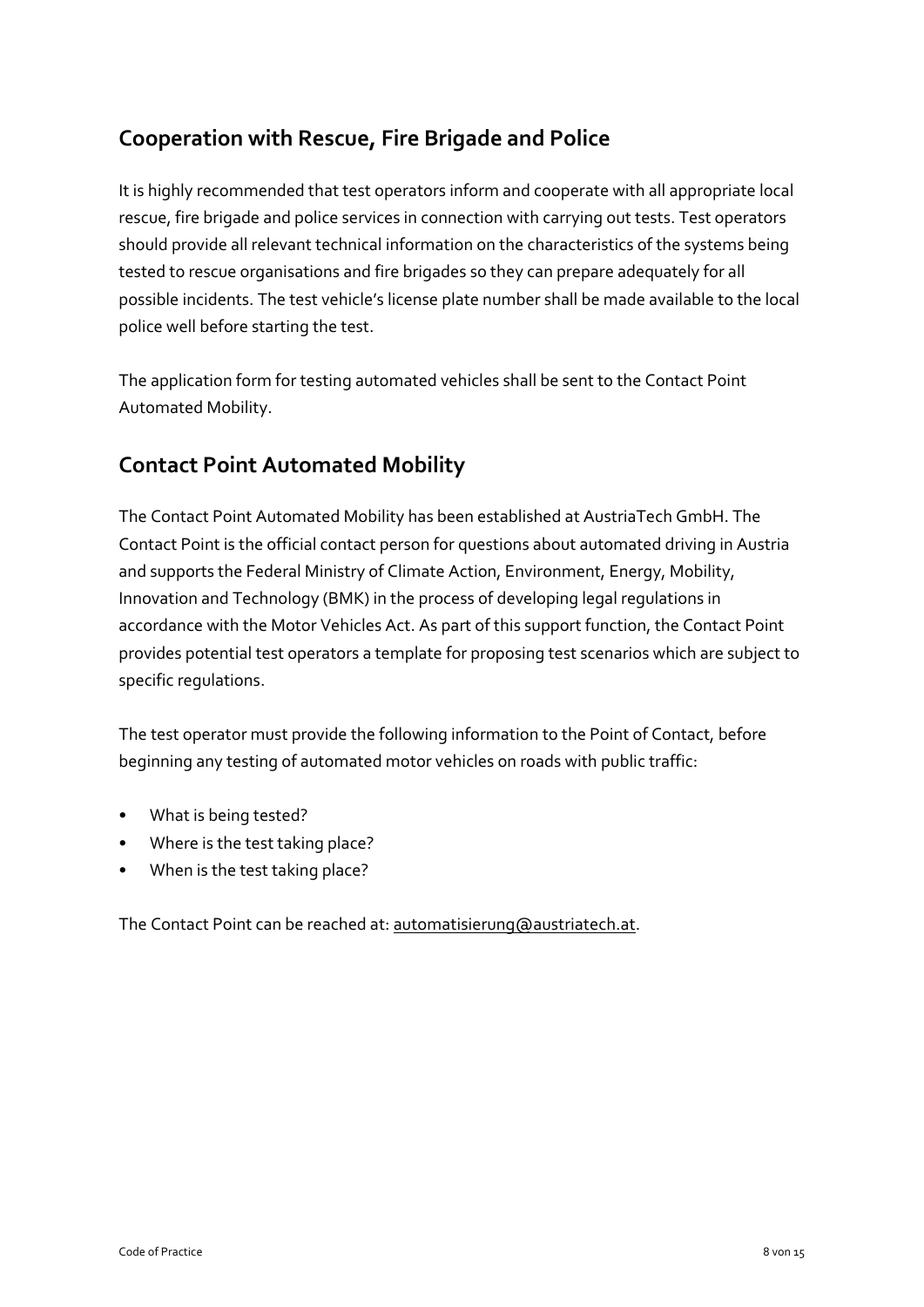## Cooperation with Rescue, Fire Brigade and Police

It is highly recommended that test operators inform and cooperate with all appropriate local rescue, fire brigade and police services in connection with carrying out tests. Test operators should provide all relevant technical information on the characteristics of the systems being tested to rescue organisations and fire brigades so they can prepare adequately for all possible incidents. The test vehicle's license plate number shall be made available to the local police well before starting the test.

The application form for testing automated vehicles shall be sent to the Contact Point Automated Mobility.

## Contact Point Automated Mobility

The Contact Point Automated Mobility has been established at AustriaTech GmbH. The Contact Point is the official contact person for questions about automated driving in Austria and supports the Federal Ministry of Climate Action, Environment, Energy, Mobility, Innovation and Technology (BMK) in the process of developing legal regulations in accordance with the Motor Vehicles Act. As part of this support function, the Contact Point provides potential test operators a template for proposing test scenarios which are subject to specific regulations.

The test operator must provide the following information to the Point of Contact, before beginning any testing of automated motor vehicles on roads with public traffic:

- What is being tested?
- Where is the test taking place?
- When is the test taking place?

The Contact Point can be reached at: automatisierung@austriatech.at.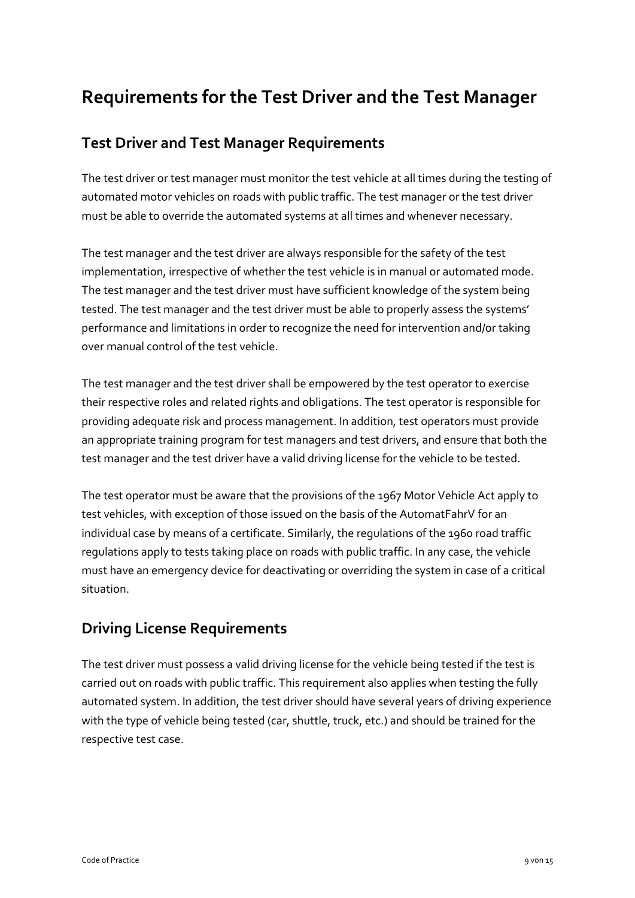# Requirements for the Test Driver and the Test Manager

## Test Driver and Test Manager Requirements

The test driver or test manager must monitor the test vehicle at all times during the testing of automated motor vehicles on roads with public traffic. The test manager or the test driver must be able to override the automated systems at all times and whenever necessary.

The test manager and the test driver are always responsible for the safety of the test implementation, irrespective of whether the test vehicle is in manual or automated mode. The test manager and the test driver must have sufficient knowledge of the system being tested. The test manager and the test driver must be able to properly assess the systems' performance and limitations in order to recognize the need for intervention and/or taking over manual control of the test vehicle.

The test manager and the test driver shall be empowered by the test operator to exercise their respective roles and related rights and obligations. The test operator is responsible for providing adequate risk and process management. In addition, test operators must provide an appropriate training program for test managers and test drivers, and ensure that both the test manager and the test driver have a valid driving license for the vehicle to be tested.

The test operator must be aware that the provisions of the 1967 Motor Vehicle Act apply to test vehicles, with exception of those issued on the basis of the AutomatFahrV for an individual case by means of a certificate. Similarly, the regulations of the 1960 road traffic regulations apply to tests taking place on roads with public traffic. In any case, the vehicle must have an emergency device for deactivating or overriding the system in case of a critical situation.

## Driving License Requirements

The test driver must possess a valid driving license for the vehicle being tested if the test is carried out on roads with public traffic. This requirement also applies when testing the fully automated system. In addition, the test driver should have several years of driving experience with the type of vehicle being tested (car, shuttle, truck, etc.) and should be trained for the respective test case.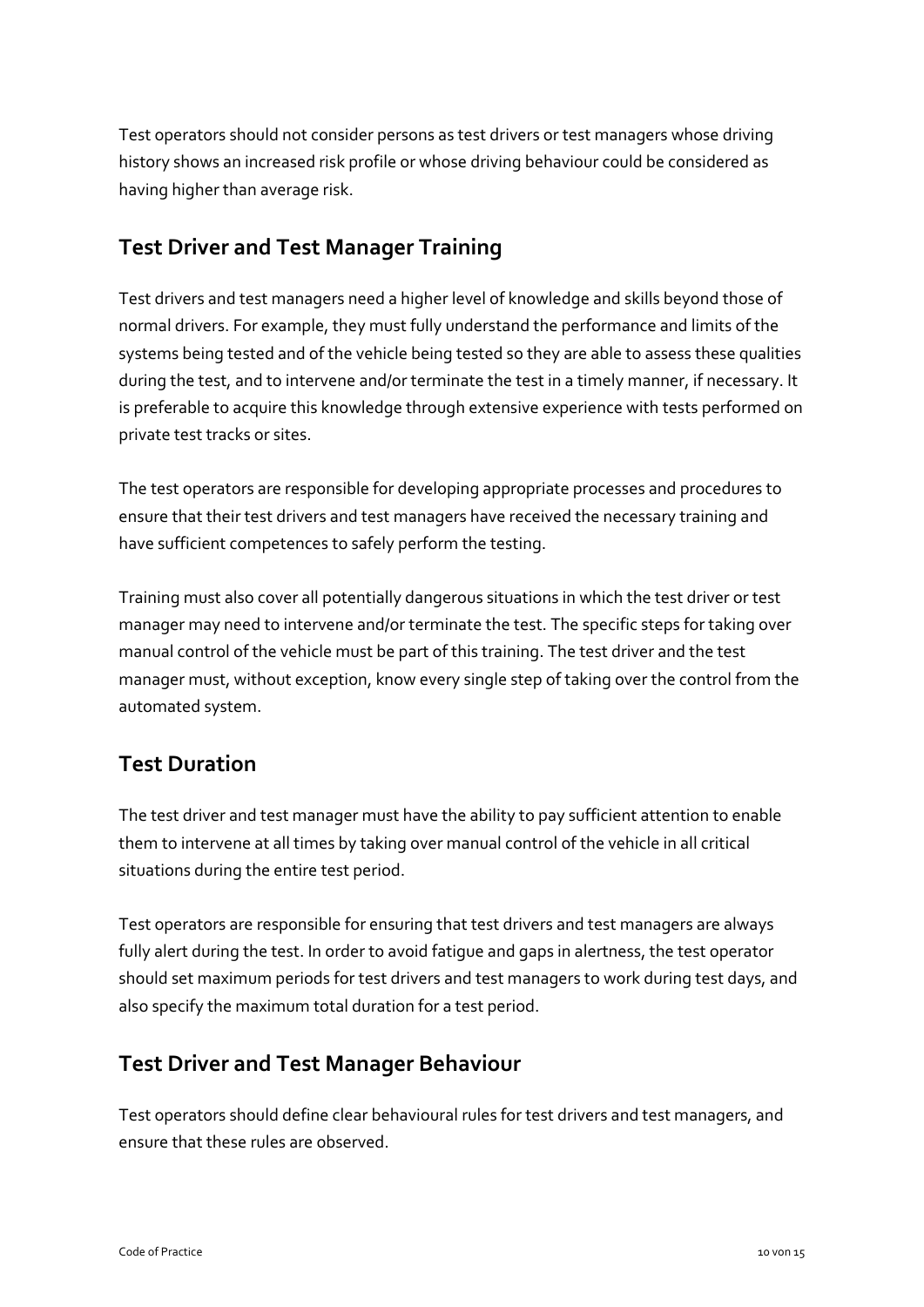Test operators should not consider persons as test drivers or test managers whose driving history shows an increased risk profile or whose driving behaviour could be considered as having higher than average risk.

## Test Driver and Test Manager Training

Test drivers and test managers need a higher level of knowledge and skills beyond those of normal drivers. For example, they must fully understand the performance and limits of the systems being tested and of the vehicle being tested so they are able to assess these qualities during the test, and to intervene and/or terminate the test in a timely manner, if necessary. It is preferable to acquire this knowledge through extensive experience with tests performed on private test tracks or sites.

The test operators are responsible for developing appropriate processes and procedures to ensure that their test drivers and test managers have received the necessary training and have sufficient competences to safely perform the testing.

Training must also cover all potentially dangerous situations in which the test driver or test manager may need to intervene and/or terminate the test. The specific steps for taking over manual control of the vehicle must be part of this training. The test driver and the test manager must, without exception, know every single step of taking over the control from the automated system.

## Test Duration

The test driver and test manager must have the ability to pay sufficient attention to enable them to intervene at all times by taking over manual control of the vehicle in all critical situations during the entire test period.

Test operators are responsible for ensuring that test drivers and test managers are always fully alert during the test. In order to avoid fatigue and gaps in alertness, the test operator should set maximum periods for test drivers and test managers to work during test days, and also specify the maximum total duration for a test period.

## Test Driver and Test Manager Behaviour

Test operators should define clear behavioural rules for test drivers and test managers, and ensure that these rules are observed.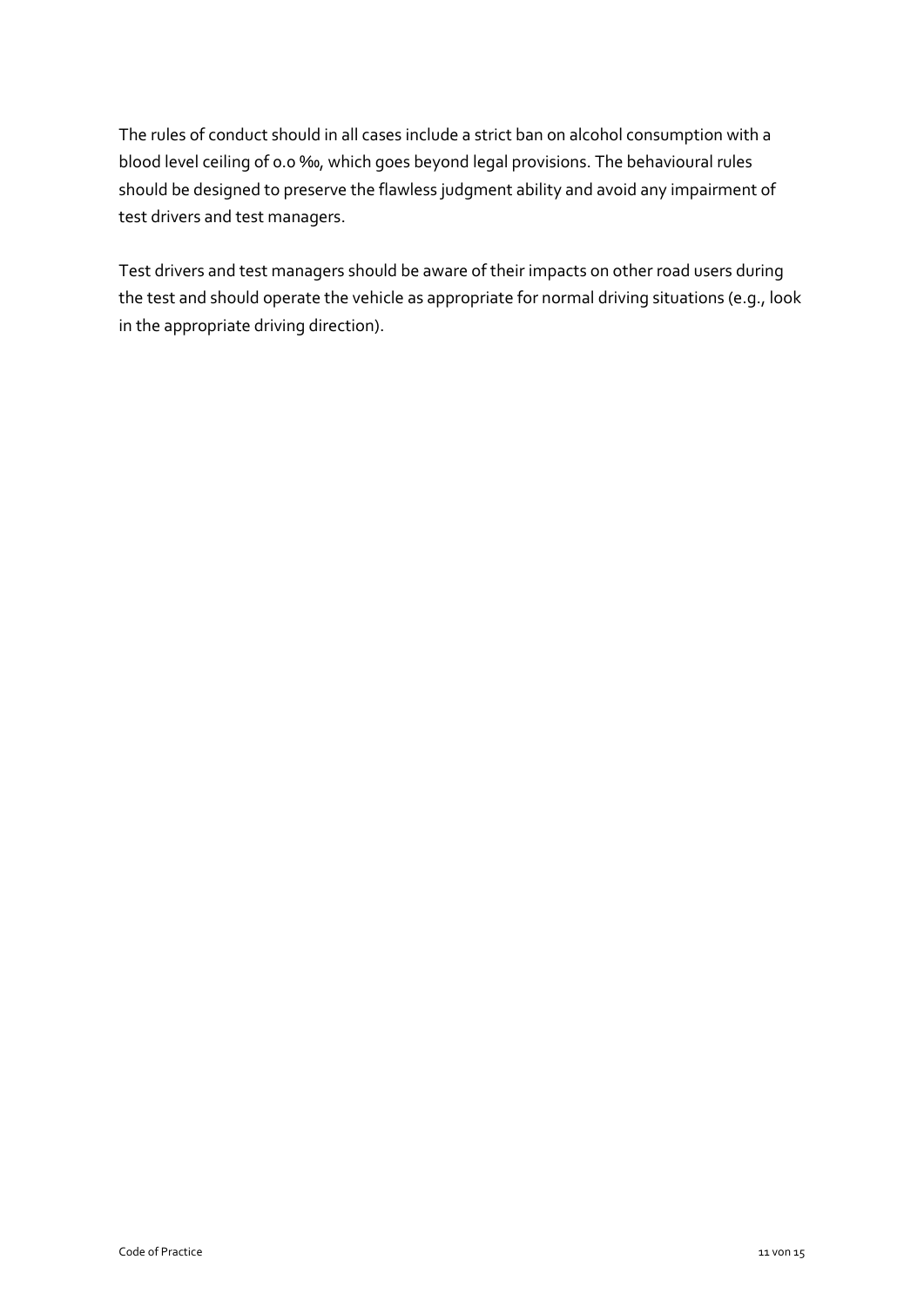The rules of conduct should in all cases include a strict ban on alcohol consumption with a blood level ceiling of 0.0 ‰, which goes beyond legal provisions. The behavioural rules should be designed to preserve the flawless judgment ability and avoid any impairment of test drivers and test managers.

Test drivers and test managers should be aware of their impacts on other road users during the test and should operate the vehicle as appropriate for normal driving situations (e.g., look in the appropriate driving direction).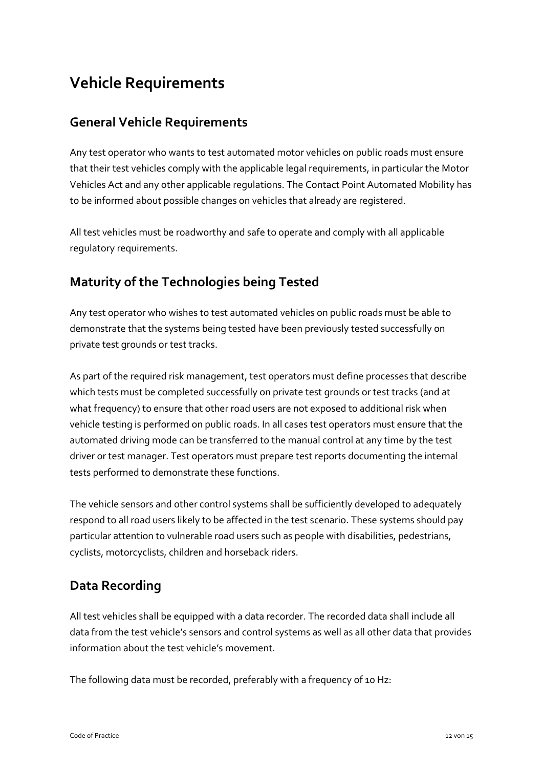# Vehicle Requirements

## General Vehicle Requirements

Any test operator who wants to test automated motor vehicles on public roads must ensure that their test vehicles comply with the applicable legal requirements, in particular the Motor Vehicles Act and any other applicable regulations. The Contact Point Automated Mobility has to be informed about possible changes on vehicles that already are registered.

All test vehicles must be roadworthy and safe to operate and comply with all applicable regulatory requirements.

## Maturity of the Technologies being Tested

Any test operator who wishes to test automated vehicles on public roads must be able to demonstrate that the systems being tested have been previously tested successfully on private test grounds or test tracks.

As part of the required risk management, test operators must define processes that describe which tests must be completed successfully on private test grounds or test tracks (and at what frequency) to ensure that other road users are not exposed to additional risk when vehicle testing is performed on public roads. In all cases test operators must ensure that the automated driving mode can be transferred to the manual control at any time by the test driver or test manager. Test operators must prepare test reports documenting the internal tests performed to demonstrate these functions.

The vehicle sensors and other control systems shall be sufficiently developed to adequately respond to all road users likely to be affected in the test scenario. These systems should pay particular attention to vulnerable road users such as people with disabilities, pedestrians, cyclists, motorcyclists, children and horseback riders.

## Data Recording

All test vehicles shall be equipped with a data recorder. The recorded data shall include all data from the test vehicle's sensors and control systems as well as all other data that provides information about the test vehicle's movement.

The following data must be recorded, preferably with a frequency of 10 Hz: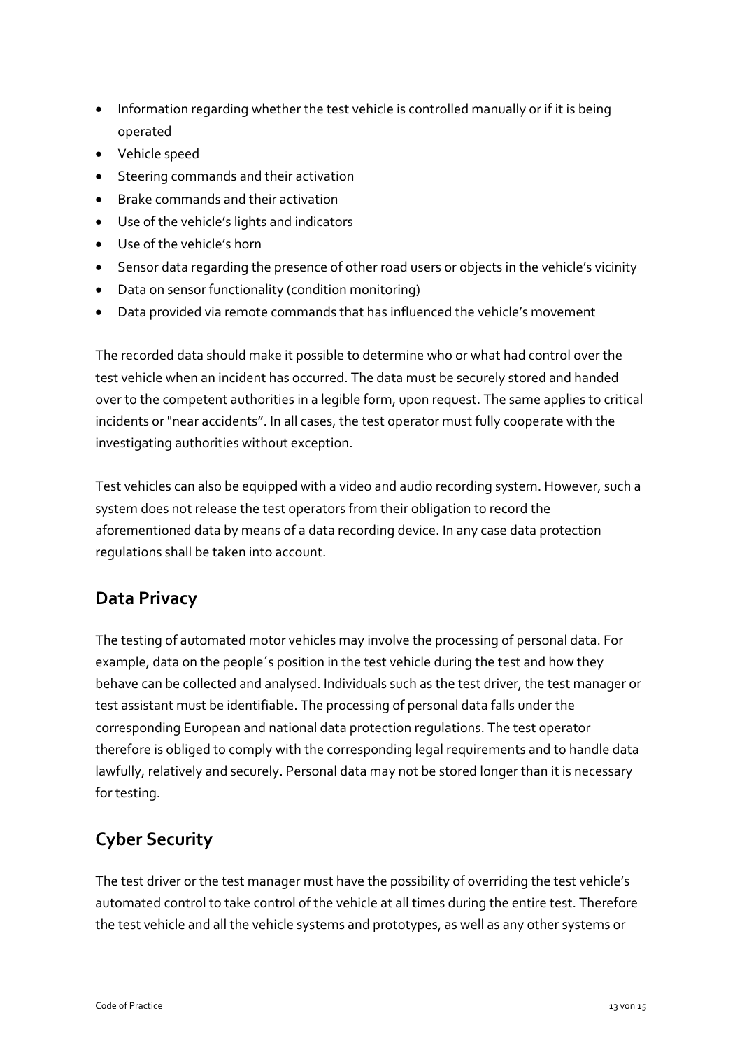- Information regarding whether the test vehicle is controlled manually or if it is being operated
- Vehicle speed
- Steering commands and their activation
- Brake commands and their activation
- Use of the vehicle's lights and indicators
- Use of the vehicle's horn
- Sensor data regarding the presence of other road users or objects in the vehicle's vicinity
- Data on sensor functionality (condition monitoring)
- Data provided via remote commands that has influenced the vehicle's movement

The recorded data should make it possible to determine who or what had control over the test vehicle when an incident has occurred. The data must be securely stored and handed over to the competent authorities in a legible form, upon request. The same applies to critical incidents or "near accidents". In all cases, the test operator must fully cooperate with the investigating authorities without exception.

Test vehicles can also be equipped with a video and audio recording system. However, such a system does not release the test operators from their obligation to record the aforementioned data by means of a data recording device. In any case data protection regulations shall be taken into account.

## Data Privacy

The testing of automated motor vehicles may involve the processing of personal data. For example, data on the people´s position in the test vehicle during the test and how they behave can be collected and analysed. Individuals such as the test driver, the test manager or test assistant must be identifiable. The processing of personal data falls under the corresponding European and national data protection regulations. The test operator therefore is obliged to comply with the corresponding legal requirements and to handle data lawfully, relatively and securely. Personal data may not be stored longer than it is necessary for testing.

## Cyber Security

The test driver or the test manager must have the possibility of overriding the test vehicle's automated control to take control of the vehicle at all times during the entire test. Therefore the test vehicle and all the vehicle systems and prototypes, as well as any other systems or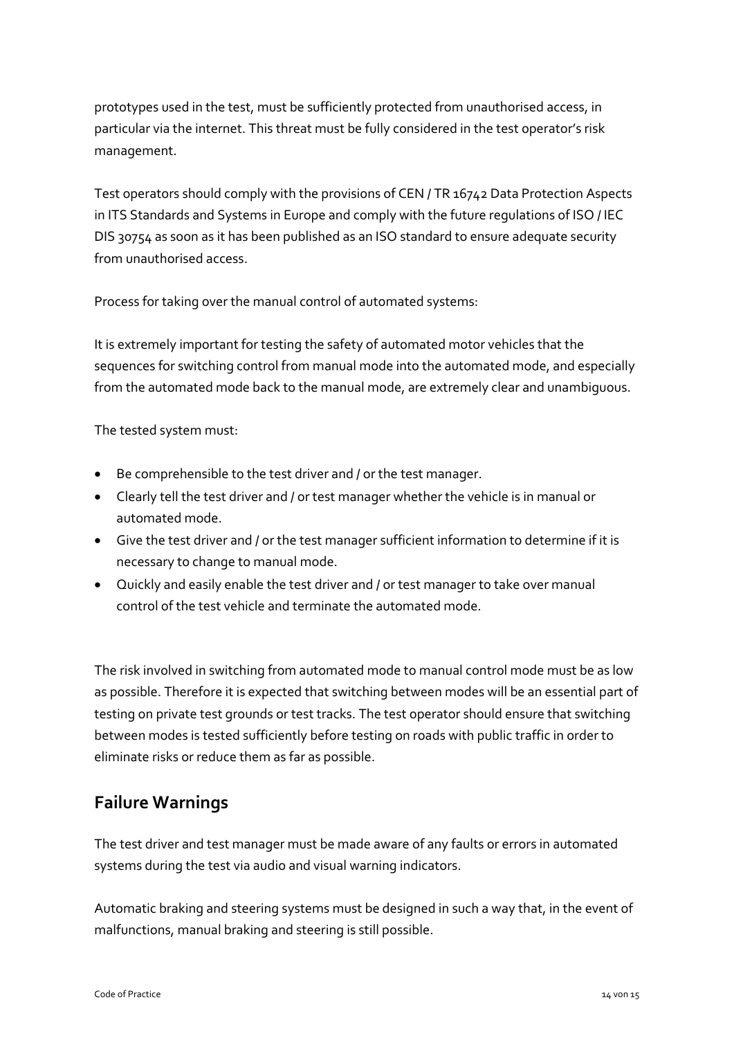prototypes used in the test, must be sufficiently protected from unauthorised access, in particular via the internet. This threat must be fully considered in the test operator's risk management.

Test operators should comply with the provisions of CEN / TR 16742 Data Protection Aspects in ITS Standards and Systems in Europe and comply with the future regulations of ISO / IEC DIS 30754 as soon as it has been published as an ISO standard to ensure adequate security from unauthorised access.

Process for taking over the manual control of automated systems:

It is extremely important for testing the safety of automated motor vehicles that the sequences for switching control from manual mode into the automated mode, and especially from the automated mode back to the manual mode, are extremely clear and unambiguous.

The tested system must:

- Be comprehensible to the test driver and / or the test manager.
- Clearly tell the test driver and / or test manager whether the vehicle is in manual or automated mode.
- Give the test driver and / or the test manager sufficient information to determine if it is necessary to change to manual mode.
- Quickly and easily enable the test driver and / or test manager to take over manual control of the test vehicle and terminate the automated mode.

The risk involved in switching from automated mode to manual control mode must be as low as possible. Therefore it is expected that switching between modes will be an essential part of testing on private test grounds or test tracks. The test operator should ensure that switching between modes is tested sufficiently before testing on roads with public traffic in order to eliminate risks or reduce them as far as possible.

## Failure Warnings

The test driver and test manager must be made aware of any faults or errors in automated systems during the test via audio and visual warning indicators.

Automatic braking and steering systems must be designed in such a way that, in the event of malfunctions, manual braking and steering is still possible.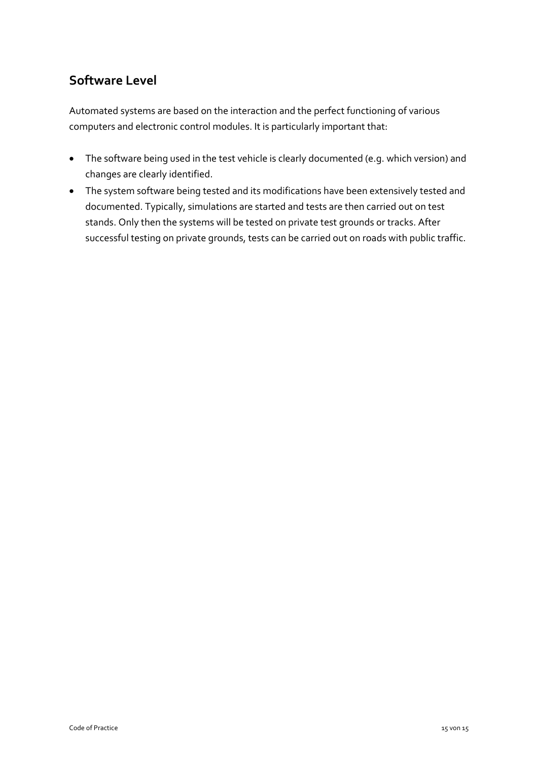## Software Level

Automated systems are based on the interaction and the perfect functioning of various computers and electronic control modules. It is particularly important that:

- The software being used in the test vehicle is clearly documented (e.g. which version) and changes are clearly identified.
- The system software being tested and its modifications have been extensively tested and documented. Typically, simulations are started and tests are then carried out on test stands. Only then the systems will be tested on private test grounds or tracks. After successful testing on private grounds, tests can be carried out on roads with public traffic.